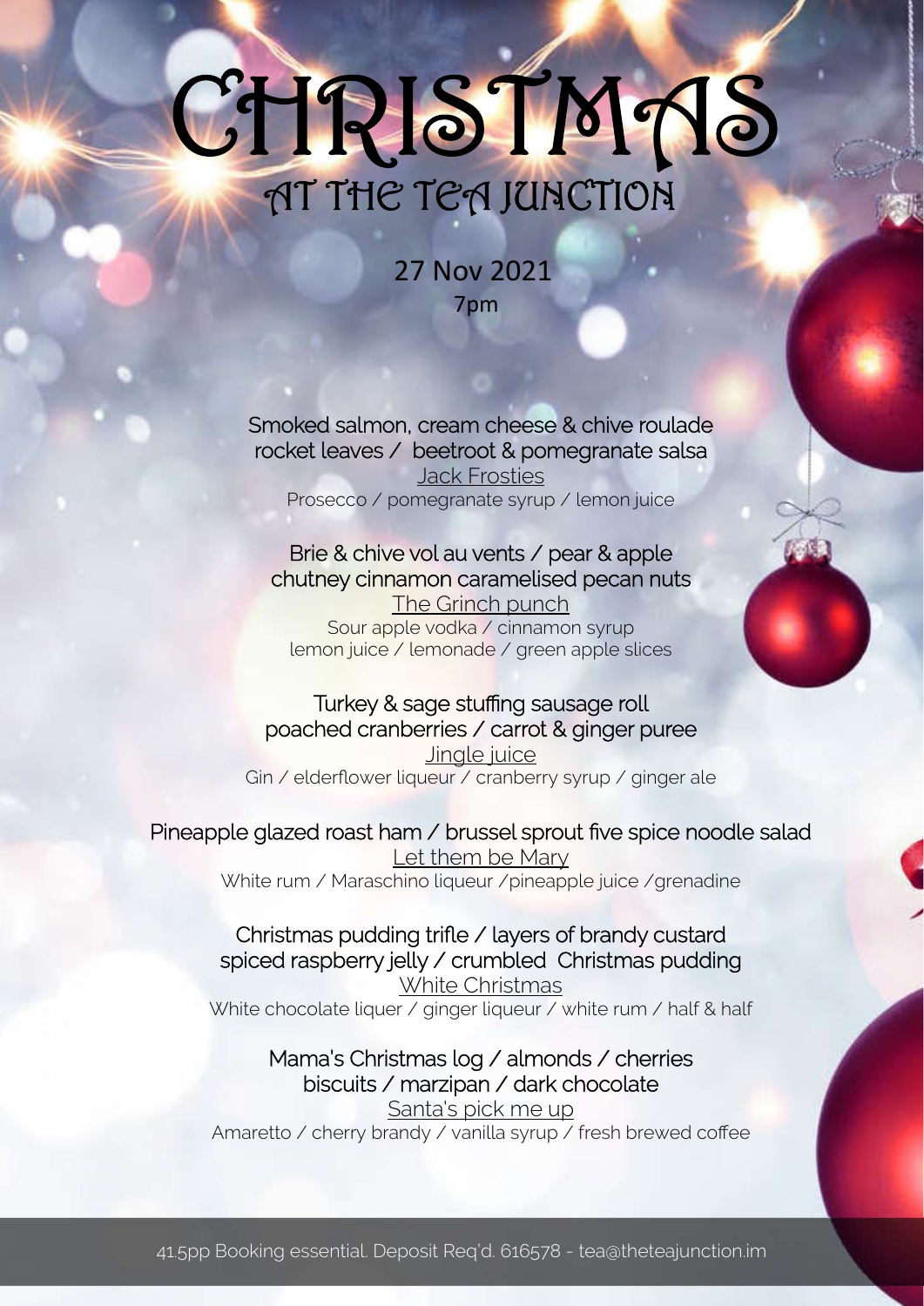# CHRISTMAS

## AT THE TEA JUNCTION

27 Nov 2021
7pm

Smoked salmon, cream cheese & chive roulade
rocket leaves / beetroot & pomegranate salsa
Jack Frosties
Prosecco / pomegranate syrup / lemon juice

Brie & chive vol au vents / pear & apple
chutney cinnamon caramelised pecan nuts
The Grinch punch
Sour apple vodka / cinnamon syrup
lemon juice / lemonade / green apple slices

Turkey & sage stuffing sausage roll
poached cranberries / carrot & ginger puree
Jingle juice
Gin / elderflower liqueur / cranberry syrup / ginger ale

Pineapple glazed roast ham / brussel sprout five spice noodle salad
Let them be Mary
White rum / Maraschino liqueur /pineapple juice /grenadine

Christmas pudding trifle / layers of brandy custard
spiced raspberry jelly / crumbled Christmas pudding
White Christmas
White chocolate liquer / ginger liqueur / white rum / half & half

Mama's Christmas log / almonds / cherries
biscuits / marzipan / dark chocolate
Santa's pick me up
Amaretto / cherry brandy / vanilla syrup / fresh brewed coffee

41.5pp Booking essential. Deposit Req'd. 616578 - tea@theteajunction.im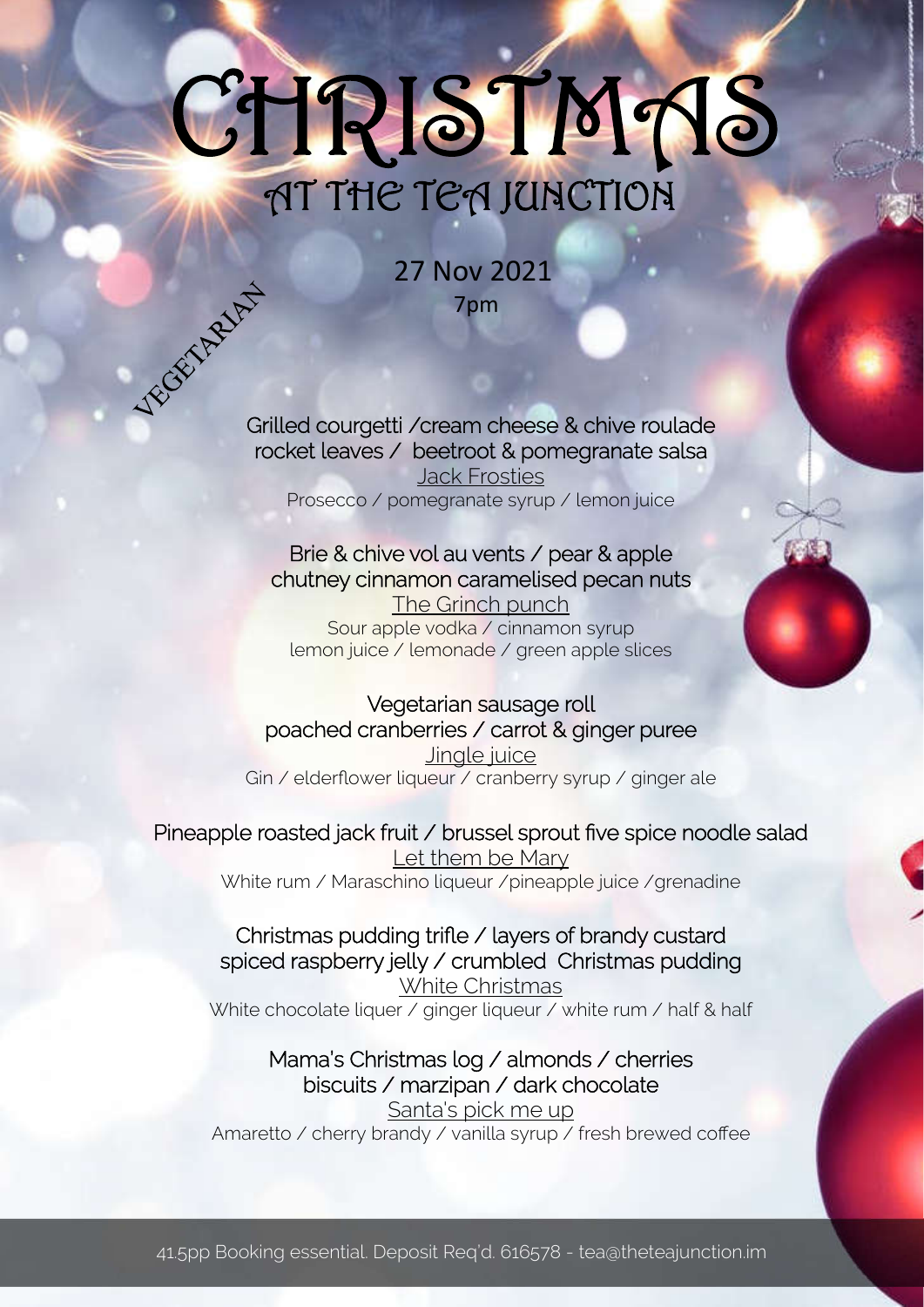# CHRISTMAS

## AT THE TEA JUNCTION

27 Nov 2021

7pm

VEGETARIAN

Grilled courgetti /cream cheese & chive roulade
rocket leaves / beetroot & pomegranate salsa
Jack Frosties
Prosecco / pomegranate syrup / lemon juice

Brie & chive vol au vents / pear & apple
chutney cinnamon caramelised pecan nuts
The Grinch punch
Sour apple vodka / cinnamon syrup
lemon juice / lemonade / green apple slices

Vegetarian sausage roll
poached cranberries / carrot & ginger puree
Jingle juice
Gin / elderflower liqueur / cranberry syrup / ginger ale

Pineapple roasted jack fruit / brussel sprout five spice noodle salad
Let them be Mary
White rum / Maraschino liqueur /pineapple juice /grenadine

Christmas pudding trifle / layers of brandy custard
spiced raspberry jelly / crumbled Christmas pudding
White Christmas
White chocolate liquer / ginger liqueur / white rum / half & half

Mama's Christmas log / almonds / cherries
biscuits / marzipan / dark chocolate
Santa's pick me up
Amaretto / cherry brandy / vanilla syrup / fresh brewed coffee

41.5pp Booking essential. Deposit Req'd. 616578 - tea@theteajunction.im